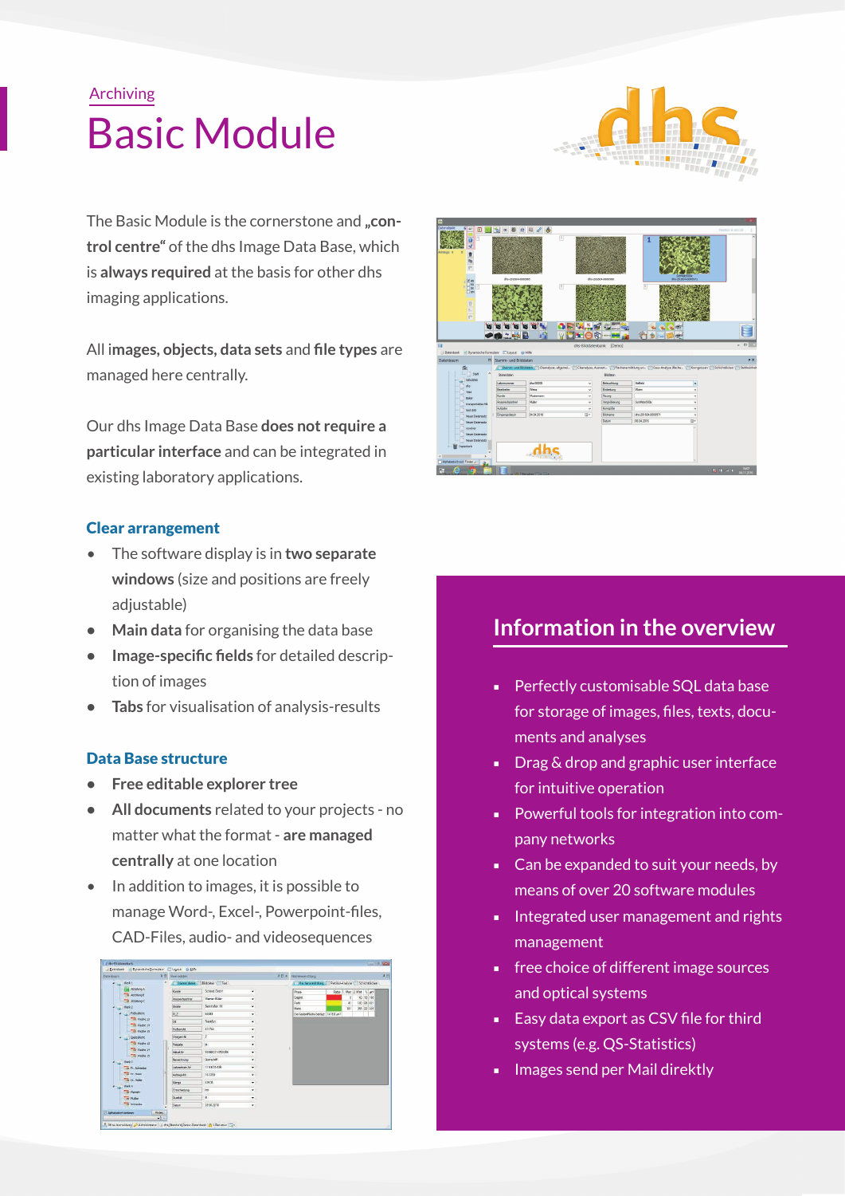Archiving

# Basic Module

The Basic Module is the cornerstone and „**control centre**" of the dhs Image Data Base, which is **always required** at the basis for other dhs imaging applications.

All **images, objects, data sets** and **file types** are managed here centrally.

Our dhs Image Data Base **does not require a particular interface** and can be integrated in existing laboratory applications.

## Clear arrangement

- The software display is in **two separate windows** (size and positions are freely adjustable)
- **Main data** for organising the data base
- **Image-specific fields** for detailed description of images
- **Tabs** for visualisation of analysis-results

## Data Base structure

- **Free editable explorer tree**
- **All documents** related to your projects - no matter what the format - **are managed centrally** at one location
- In addition to images, it is possible to manage Word-, Excel-, Powerpoint-files, CAD-Files, audio- and videosequences

## Information in the overview

- Perfectly customisable SQL data base for storage of images, files, texts, documents and analyses
- Drag & drop and graphic user interface for intuitive operation
- Powerful tools for integration into company networks
- Can be expanded to suit your needs, by means of over 20 software modules
- Integrated user management and rights management
- free choice of different image sources and optical systems
- Easy data export as CSV file for third systems (e.g. QS-Statistics)
- Images send per Mail direktly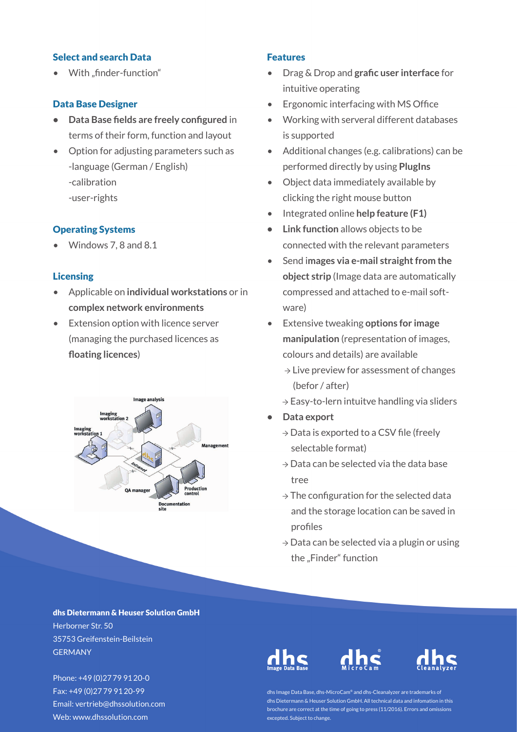### Select and search Data

- With „finder-function“

### Data Base Designer

- **Data Base fields are freely configured** in terms of their form, function and layout
- Option for adjusting parameters such as
  -language (German / English)
  -calibration
  -user-rights

### Operating Systems

- Windows 7, 8 and 8.1

### Licensing

- Applicable on **individual workstations** or in **complex network environments**
- Extension option with licence server (managing the purchased licences as **floating licences**)

Image analysis
Imaging workstation 2
Imaging workstation 1
Management
Intranet
QA manager
Production control
Documentation site

### Features

- Drag & Drop and **grafic user interface** for intuitive operating
- Ergonomic interfacing with MS Office
- Working with serveral different databases is supported
- Additional changes (e.g. calibrations) can be performed directly by using **PlugIns**
- Object data immediately available by clicking the right mouse button
- Integrated online **help feature (F1)**
- **Link function** allows objects to be connected with the relevant parameters
- Send i**mages via e-mail straight from the object strip** (Image data are automatically compressed and attached to e-mail software)
- Extensive tweaking **options for image manipulation** (representation of images, colours and details) are available
  → Live preview for assessment of changes (befor / after)
  → Easy-to-lern intuitve handling via sliders
- **Data export**
  → Data is exported to a CSV file (freely selectable format)
  → Data can be selected via the data base tree
  → The configuration for the selected data and the storage location can be saved in profiles
  → Data can be selected via a plugin or using the „Finder“ function

**dhs Dietermann & Heuser Solution GmbH**
Herborner Str. 50
35753 Greifenstein-Beilstein
GERMANY

Phone: +49 (0)27 79 91 20-0
Fax: +49 (0)27 79 91 20-99
Email: vertrieb@dhssolution.com
Web: www.dhssolution.com

dhs Image Data Base | dhs MicroCam® | dhs Cleanalyzer

dhs Image Data Base, dhs-MicroCam® and dhs-Cleanalyzer are trademarks of dhs Dietermann & Heuser Solution GmbH. All technical data and infomation in this brochure are correct at the time of going to press (11/2016). Errors and omissions excepted. Subject to change.